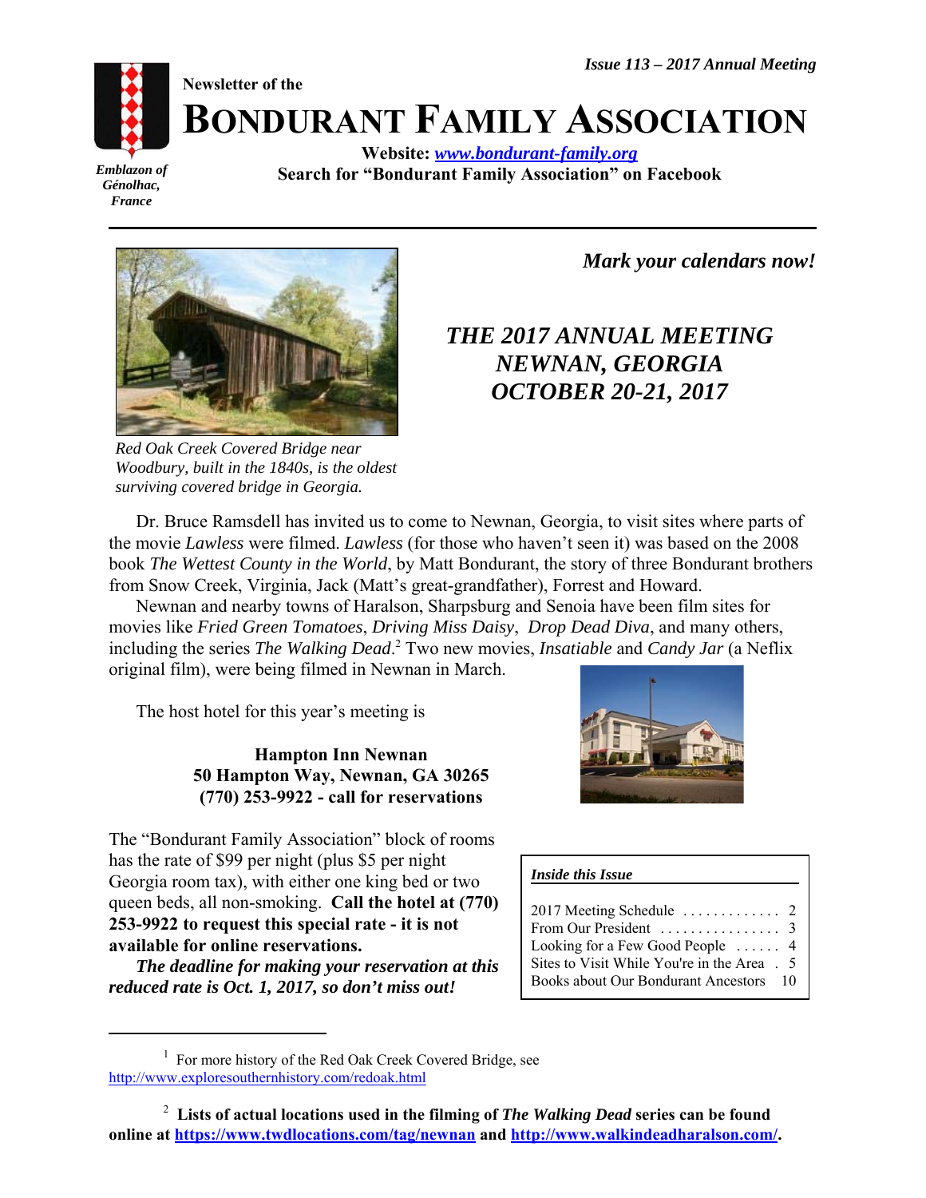*Issue 113 – 2017 Annual Meeting*

Newsletter of the

# BONDURANT FAMILY ASSOCIATION

*Emblazon of Génolhac, France*

**Website: [www.bondurant-family.org](http://www.bondurant-family.org)**
**Search for "Bondurant Family Association" on Facebook**

*Red Oak Creek Covered Bridge near Woodbury, built in the 1840s, is the oldest surviving covered bridge in Georgia.*

***Mark your calendars now!***

## *THE 2017 ANNUAL MEETING NEWNAN, GEORGIA OCTOBER 20-21, 2017*

Dr. Bruce Ramsdell has invited us to come to Newnan, Georgia, to visit sites where parts of the movie *Lawless* were filmed. *Lawless* (for those who haven't seen it) was based on the 2008 book *The Wettest County in the World*, by Matt Bondurant, the story of three Bondurant brothers from Snow Creek, Virginia, Jack (Matt's great-grandfather), Forrest and Howard.

Newnan and nearby towns of Haralson, Sharpsburg and Senoia have been film sites for movies like *Fried Green Tomatoes*, *Driving Miss Daisy*, *Drop Dead Diva*, and many others, including the series *The Walking Dead*.[2] Two new movies, *Insatiable* and *Candy Jar* (a Neflix original film), were being filmed in Newnan in March.

The host hotel for this year's meeting is

**Hampton Inn Newnan**
**50 Hampton Way, Newnan, GA 30265**
**(770) 253-9922 - call for reservations**

The "Bondurant Family Association" block of rooms has the rate of $99 per night (plus $5 per night Georgia room tax), with either one king bed or two queen beds, all non-smoking. **Call the hotel at (770) 253-9922 to request this special rate - it is not available for online reservations.**

***The deadline for making your reservation at this reduced rate is Oct. 1, 2017, so don't miss out!***

***Inside this Issue***

| | |
|---|---|
| 2017 Meeting Schedule | 2 |
| From Our President | 3 |
| Looking for a Few Good People | 4 |
| Sites to Visit While You're in the Area | 5 |
| Books about Our Bondurant Ancestors | 10 |

---

[1] For more history of the Red Oak Creek Covered Bridge, see http://www.exploresouthernhistory.com/redoak.html

[2] **Lists of actual locations used in the filming of *The Walking Dead* series can be found online at [https://www.twdlocations.com/tag/newnan](https://www.twdlocations.com/tag/newnan) and [http://www.walkindeadharalson.com/](http://www.walkindeadharalson.com/).**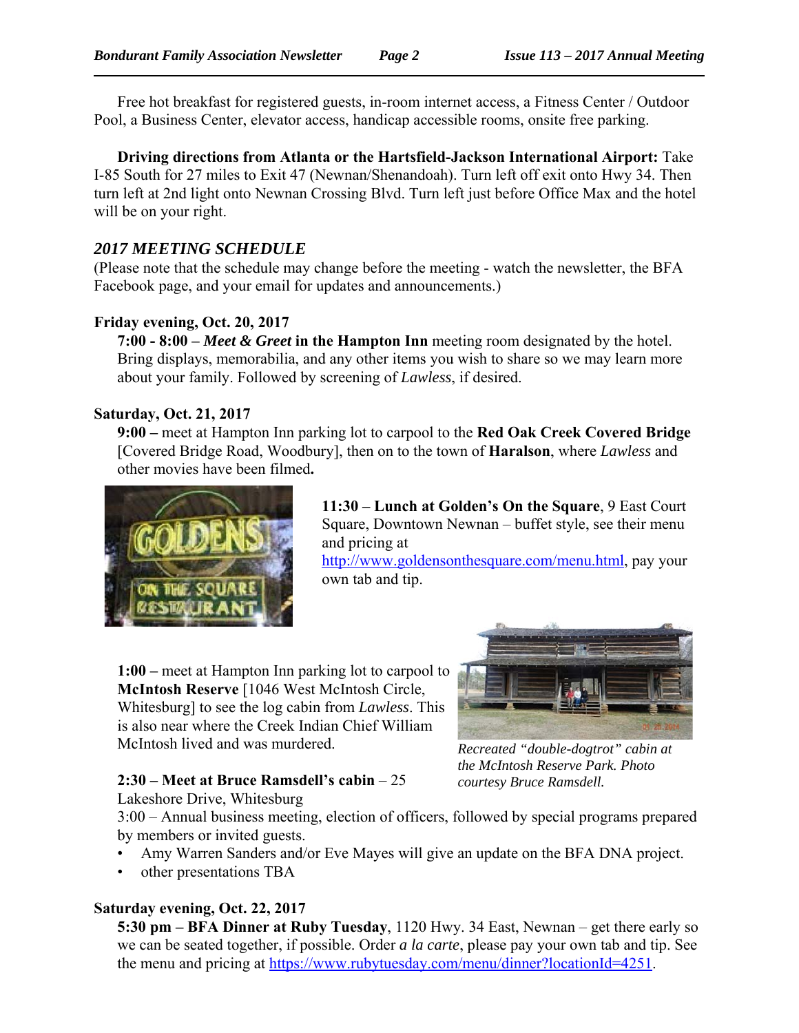Free hot breakfast for registered guests, in-room internet access, a Fitness Center / Outdoor Pool, a Business Center, elevator access, handicap accessible rooms, onsite free parking.

**Driving directions from Atlanta or the Hartsfield-Jackson International Airport:** Take I-85 South for 27 miles to Exit 47 (Newnan/Shenandoah). Turn left off exit onto Hwy 34. Then turn left at 2nd light onto Newnan Crossing Blvd. Turn left just before Office Max and the hotel will be on your right.

## *2017 MEETING SCHEDULE*

(Please note that the schedule may change before the meeting - watch the newsletter, the BFA Facebook page, and your email for updates and announcements.)

**Friday evening, Oct. 20, 2017**

**7:00 - 8:00 –** ***Meet & Greet*** **in the Hampton Inn** meeting room designated by the hotel. Bring displays, memorabilia, and any other items you wish to share so we may learn more about your family. Followed by screening of *Lawless*, if desired.

**Saturday, Oct. 21, 2017**

**9:00 –** meet at Hampton Inn parking lot to carpool to the **Red Oak Creek Covered Bridge** [Covered Bridge Road, Woodbury], then on to the town of **Haralson**, where *Lawless* and other movies have been filmed**.**

**11:30 – Lunch at Golden's On the Square**, 9 East Court Square, Downtown Newnan – buffet style, see their menu and pricing at http://www.goldensonthesquare.com/menu.html, pay your own tab and tip.

**1:00 –** meet at Hampton Inn parking lot to carpool to **McIntosh Reserve** [1046 West McIntosh Circle, Whitesburg] to see the log cabin from *Lawless*. This is also near where the Creek Indian Chief William McIntosh lived and was murdered.

*Recreated "double-dogtrot" cabin at the McIntosh Reserve Park. Photo courtesy Bruce Ramsdell.*

**2:30 – Meet at Bruce Ramsdell's cabin** – 25 Lakeshore Drive, Whitesburg

3:00 – Annual business meeting, election of officers, followed by special programs prepared by members or invited guests.

- Amy Warren Sanders and/or Eve Mayes will give an update on the BFA DNA project.
- other presentations TBA

**Saturday evening, Oct. 22, 2017**

**5:30 pm – BFA Dinner at Ruby Tuesday**, 1120 Hwy. 34 East, Newnan – get there early so we can be seated together, if possible. Order *a la carte*, please pay your own tab and tip. See the menu and pricing at https://www.rubytuesday.com/menu/dinner?locationId=4251.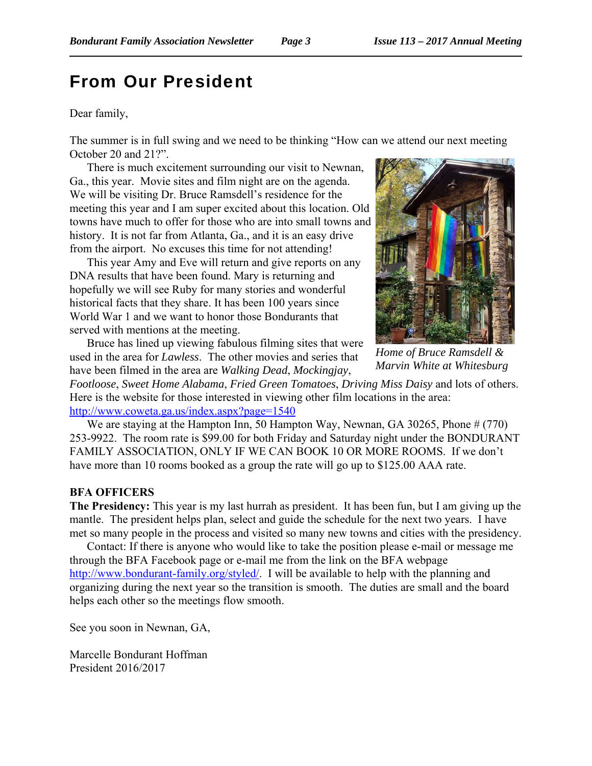# From Our President

Dear family,

The summer is in full swing and we need to be thinking "How can we attend our next meeting October 20 and 21?".

There is much excitement surrounding our visit to Newnan, Ga., this year. Movie sites and film night are on the agenda. We will be visiting Dr. Bruce Ramsdell's residence for the meeting this year and I am super excited about this location. Old towns have much to offer for those who are into small towns and history. It is not far from Atlanta, Ga., and it is an easy drive from the airport. No excuses this time for not attending!

This year Amy and Eve will return and give reports on any DNA results that have been found. Mary is returning and hopefully we will see Ruby for many stories and wonderful historical facts that they share. It has been 100 years since World War 1 and we want to honor those Bondurants that served with mentions at the meeting.

*Home of Bruce Ramsdell & Marvin White at Whitesburg*

Bruce has lined up viewing fabulous filming sites that were used in the area for *Lawless*. The other movies and series that have been filmed in the area are *Walking Dead*, *Mockingjay*, *Footloose*, *Sweet Home Alabama*, *Fried Green Tomatoes*, *Driving Miss Daisy* and lots of others. Here is the website for those interested in viewing other film locations in the area: http://www.coweta.ga.us/index.aspx?page=1540

We are staying at the Hampton Inn, 50 Hampton Way, Newnan, GA 30265, Phone # (770) 253-9922. The room rate is $99.00 for both Friday and Saturday night under the BONDURANT FAMILY ASSOCIATION, ONLY IF WE CAN BOOK 10 OR MORE ROOMS. If we don't have more than 10 rooms booked as a group the rate will go up to $125.00 AAA rate.

**BFA OFFICERS**

**The Presidency:** This year is my last hurrah as president. It has been fun, but I am giving up the mantle. The president helps plan, select and guide the schedule for the next two years. I have met so many people in the process and visited so many new towns and cities with the presidency.

Contact: If there is anyone who would like to take the position please e-mail or message me through the BFA Facebook page or e-mail me from the link on the BFA webpage http://www.bondurant-family.org/styled/. I will be available to help with the planning and organizing during the next year so the transition is smooth. The duties are small and the board helps each other so the meetings flow smooth.

See you soon in Newnan, GA,

Marcelle Bondurant Hoffman
President 2016/2017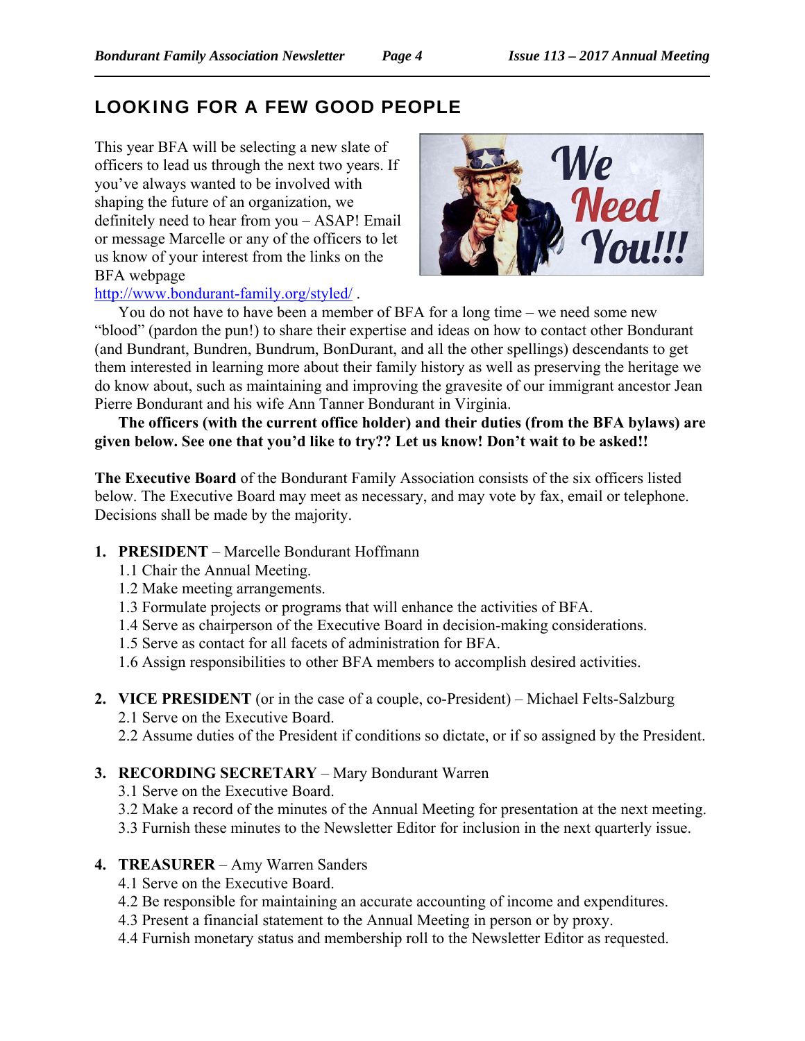## LOOKING FOR A FEW GOOD PEOPLE

This year BFA will be selecting a new slate of officers to lead us through the next two years. If you've always wanted to be involved with shaping the future of an organization, we definitely need to hear from you – ASAP! Email or message Marcelle or any of the officers to let us know of your interest from the links on the BFA webpage http://www.bondurant-family.org/styled/ .

You do not have to have been a member of BFA for a long time – we need some new "blood" (pardon the pun!) to share their expertise and ideas on how to contact other Bondurant (and Bundrant, Bundren, Bundrum, BonDurant, and all the other spellings) descendants to get them interested in learning more about their family history as well as preserving the heritage we do know about, such as maintaining and improving the gravesite of our immigrant ancestor Jean Pierre Bondurant and his wife Ann Tanner Bondurant in Virginia.

**The officers (with the current office holder) and their duties (from the BFA bylaws) are given below. See one that you'd like to try?? Let us know! Don't wait to be asked!!**

**The Executive Board** of the Bondurant Family Association consists of the six officers listed below. The Executive Board may meet as necessary, and may vote by fax, email or telephone. Decisions shall be made by the majority.

1. **PRESIDENT** – Marcelle Bondurant Hoffmann
   - 1.1 Chair the Annual Meeting.
   - 1.2 Make meeting arrangements.
   - 1.3 Formulate projects or programs that will enhance the activities of BFA.
   - 1.4 Serve as chairperson of the Executive Board in decision-making considerations.
   - 1.5 Serve as contact for all facets of administration for BFA.
   - 1.6 Assign responsibilities to other BFA members to accomplish desired activities.

2. **VICE PRESIDENT** (or in the case of a couple, co-President) – Michael Felts-Salzburg
   - 2.1 Serve on the Executive Board.
   - 2.2 Assume duties of the President if conditions so dictate, or if so assigned by the President.

3. **RECORDING SECRETARY** – Mary Bondurant Warren
   - 3.1 Serve on the Executive Board.
   - 3.2 Make a record of the minutes of the Annual Meeting for presentation at the next meeting.
   - 3.3 Furnish these minutes to the Newsletter Editor for inclusion in the next quarterly issue.

4. **TREASURER** – Amy Warren Sanders
   - 4.1 Serve on the Executive Board.
   - 4.2 Be responsible for maintaining an accurate accounting of income and expenditures.
   - 4.3 Present a financial statement to the Annual Meeting in person or by proxy.
   - 4.4 Furnish monetary status and membership roll to the Newsletter Editor as requested.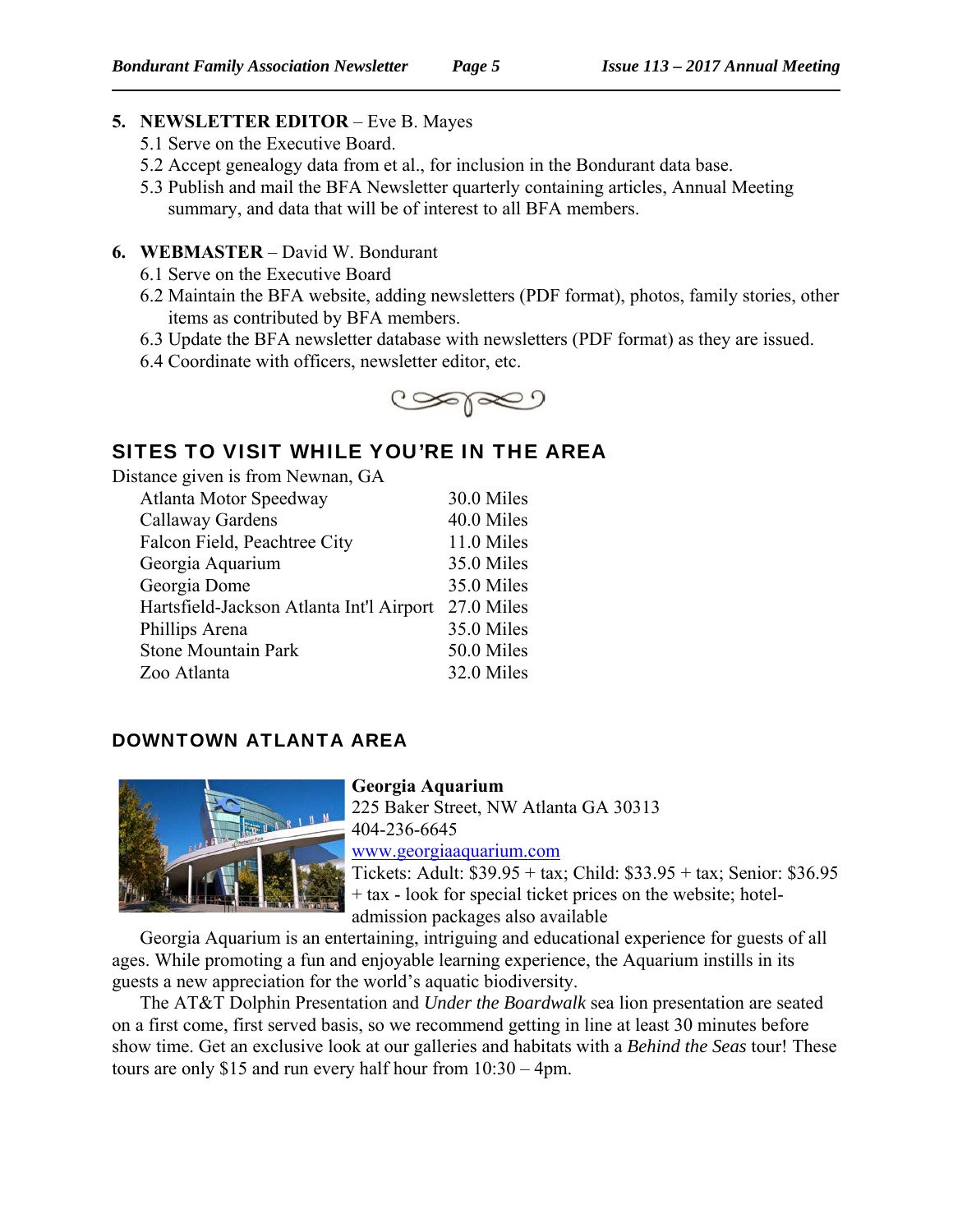5. **NEWSLETTER EDITOR** – Eve B. Mayes
   5.1 Serve on the Executive Board.
   5.2 Accept genealogy data from et al., for inclusion in the Bondurant data base.
   5.3 Publish and mail the BFA Newsletter quarterly containing articles, Annual Meeting summary, and data that will be of interest to all BFA members.

6. **WEBMASTER** – David W. Bondurant
   6.1 Serve on the Executive Board
   6.2 Maintain the BFA website, adding newsletters (PDF format), photos, family stories, other items as contributed by BFA members.
   6.3 Update the BFA newsletter database with newsletters (PDF format) as they are issued.
   6.4 Coordinate with officers, newsletter editor, etc.

## SITES TO VISIT WHILE YOU'RE IN THE AREA

Distance given is from Newnan, GA

| | |
|---|---|
| Atlanta Motor Speedway | 30.0 Miles |
| Callaway Gardens | 40.0 Miles |
| Falcon Field, Peachtree City | 11.0 Miles |
| Georgia Aquarium | 35.0 Miles |
| Georgia Dome | 35.0 Miles |
| Hartsfield-Jackson Atlanta Int'l Airport | 27.0 Miles |
| Phillips Arena | 35.0 Miles |
| Stone Mountain Park | 50.0 Miles |
| Zoo Atlanta | 32.0 Miles |

## DOWNTOWN ATLANTA AREA

**Georgia Aquarium**
225 Baker Street, NW Atlanta GA 30313
404-236-6645
www.georgiaaquarium.com
Tickets: Adult: $39.95 + tax; Child: $33.95 + tax; Senior: $36.95 + tax - look for special ticket prices on the website; hotel-admission packages also available

Georgia Aquarium is an entertaining, intriguing and educational experience for guests of all ages. While promoting a fun and enjoyable learning experience, the Aquarium instills in its guests a new appreciation for the world's aquatic biodiversity.

The AT&T Dolphin Presentation and *Under the Boardwalk* sea lion presentation are seated on a first come, first served basis, so we recommend getting in line at least 30 minutes before show time. Get an exclusive look at our galleries and habitats with a *Behind the Seas* tour! These tours are only $15 and run every half hour from 10:30 – 4pm.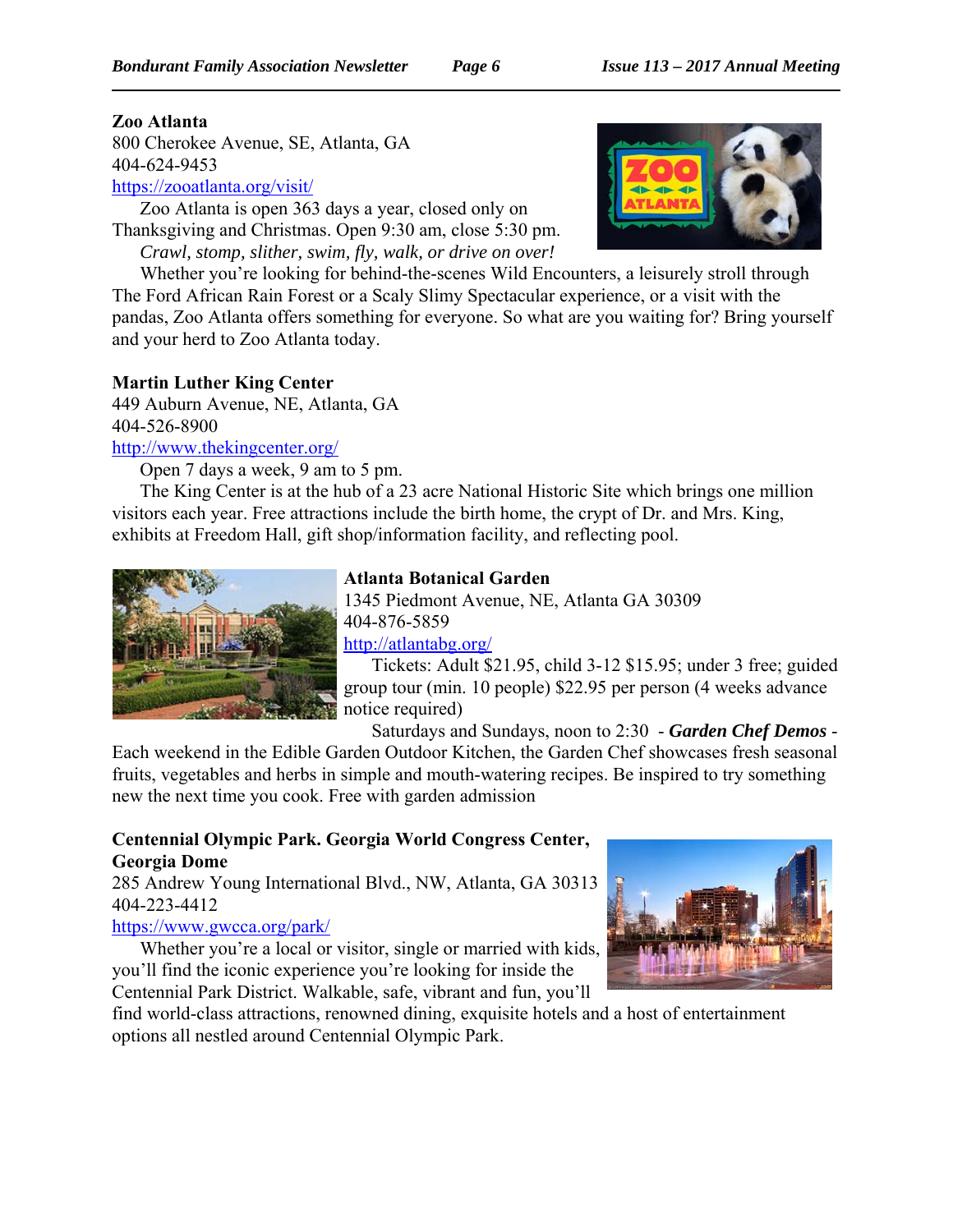**Zoo Atlanta**
800 Cherokee Avenue, SE, Atlanta, GA
404-624-9453
https://zooatlanta.org/visit/

Zoo Atlanta is open 363 days a year, closed only on Thanksgiving and Christmas. Open 9:30 am, close 5:30 pm.

*Crawl, stomp, slither, swim, fly, walk, or drive on over!*

Whether you're looking for behind-the-scenes Wild Encounters, a leisurely stroll through The Ford African Rain Forest or a Scaly Slimy Spectacular experience, or a visit with the pandas, Zoo Atlanta offers something for everyone. So what are you waiting for? Bring yourself and your herd to Zoo Atlanta today.

**Martin Luther King Center**
449 Auburn Avenue, NE, Atlanta, GA
404-526-8900
http://www.thekingcenter.org/

Open 7 days a week, 9 am to 5 pm.

The King Center is at the hub of a 23 acre National Historic Site which brings one million visitors each year. Free attractions include the birth home, the crypt of Dr. and Mrs. King, exhibits at Freedom Hall, gift shop/information facility, and reflecting pool.

**Atlanta Botanical Garden**
1345 Piedmont Avenue, NE, Atlanta GA 30309
404-876-5859
http://atlantabg.org/

Tickets: Adult $21.95, child 3-12 $15.95; under 3 free; guided group tour (min. 10 people) $22.95 per person (4 weeks advance notice required)

Saturdays and Sundays, noon to 2:30 - ***Garden Chef Demos*** - Each weekend in the Edible Garden Outdoor Kitchen, the Garden Chef showcases fresh seasonal fruits, vegetables and herbs in simple and mouth-watering recipes. Be inspired to try something new the next time you cook. Free with garden admission

**Centennial Olympic Park. Georgia World Congress Center, Georgia Dome**
285 Andrew Young International Blvd., NW, Atlanta, GA 30313
404-223-4412
https://www.gwcca.org/park/

Whether you're a local or visitor, single or married with kids, you'll find the iconic experience you're looking for inside the Centennial Park District. Walkable, safe, vibrant and fun, you'll find world-class attractions, renowned dining, exquisite hotels and a host of entertainment options all nestled around Centennial Olympic Park.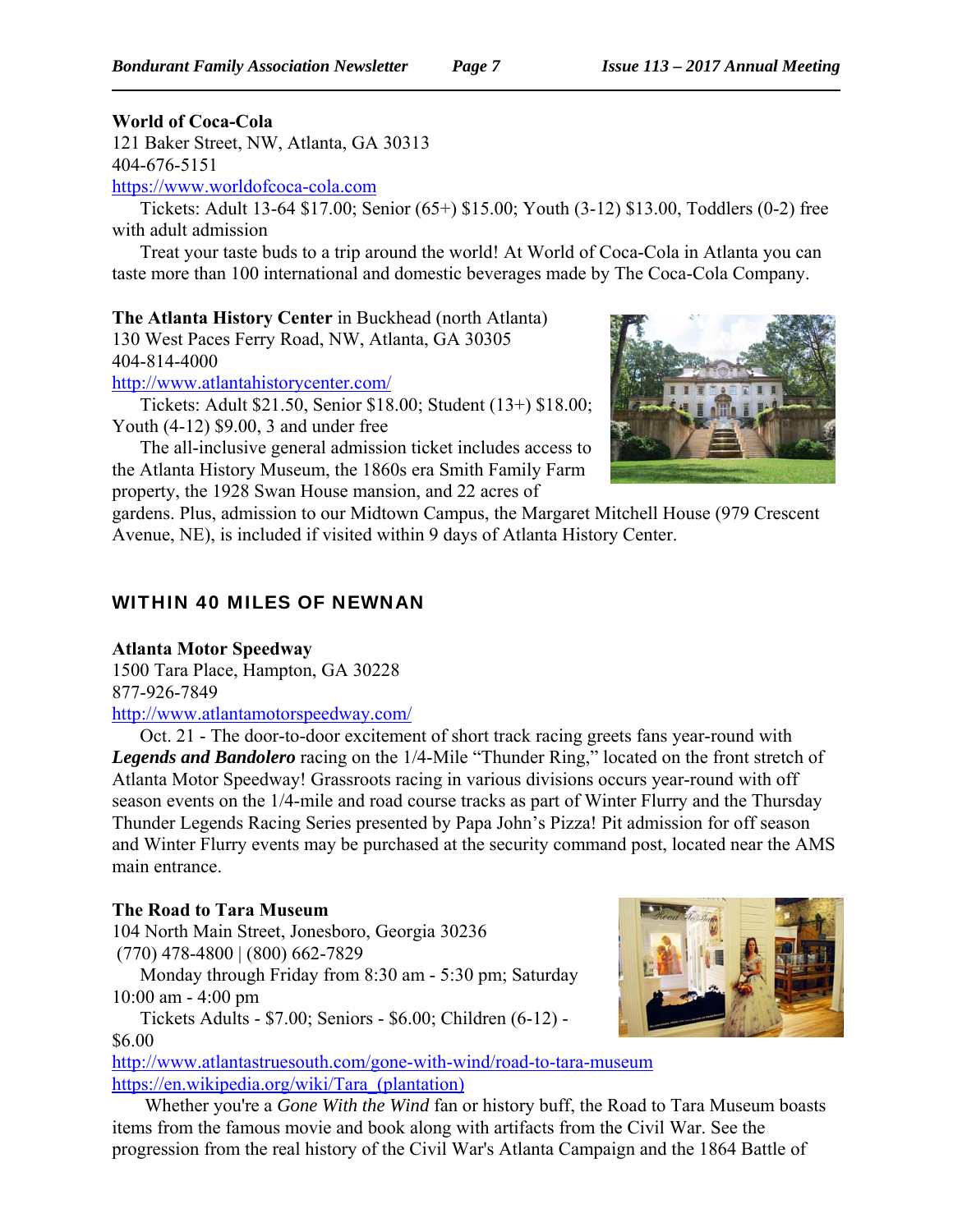**World of Coca-Cola**
121 Baker Street, NW, Atlanta, GA 30313
404-676-5151
https://www.worldofcoca-cola.com

Tickets: Adult 13-64 $17.00; Senior (65+) $15.00; Youth (3-12) $13.00, Toddlers (0-2) free with adult admission

Treat your taste buds to a trip around the world! At World of Coca-Cola in Atlanta you can taste more than 100 international and domestic beverages made by The Coca-Cola Company.

**The Atlanta History Center** in Buckhead (north Atlanta)
130 West Paces Ferry Road, NW, Atlanta, GA 30305
404-814-4000
http://www.atlantahistorycenter.com/

Tickets: Adult $21.50, Senior $18.00; Student (13+) $18.00; Youth (4-12) $9.00, 3 and under free

The all-inclusive general admission ticket includes access to the Atlanta History Museum, the 1860s era Smith Family Farm property, the 1928 Swan House mansion, and 22 acres of gardens. Plus, admission to our Midtown Campus, the Margaret Mitchell House (979 Crescent Avenue, NE), is included if visited within 9 days of Atlanta History Center.

## WITHIN 40 MILES OF NEWNAN

**Atlanta Motor Speedway**
1500 Tara Place, Hampton, GA 30228
877-926-7849
http://www.atlantamotorspeedway.com/

Oct. 21 - The door-to-door excitement of short track racing greets fans year-round with ***Legends and Bandolero*** racing on the 1/4-Mile "Thunder Ring," located on the front stretch of Atlanta Motor Speedway! Grassroots racing in various divisions occurs year-round with off season events on the 1/4-mile and road course tracks as part of Winter Flurry and the Thursday Thunder Legends Racing Series presented by Papa John's Pizza! Pit admission for off season and Winter Flurry events may be purchased at the security command post, located near the AMS main entrance.

**The Road to Tara Museum**
104 North Main Street, Jonesboro, Georgia 30236
(770) 478-4800 | (800) 662-7829

Monday through Friday from 8:30 am - 5:30 pm; Saturday 10:00 am - 4:00 pm

Tickets Adults - $7.00; Seniors - $6.00; Children (6-12) - $6.00

http://www.atlantastruesouth.com/gone-with-wind/road-to-tara-museum
https://en.wikipedia.org/wiki/Tara_(plantation)

Whether you're a *Gone With the Wind* fan or history buff, the Road to Tara Museum boasts items from the famous movie and book along with artifacts from the Civil War. See the progression from the real history of the Civil War's Atlanta Campaign and the 1864 Battle of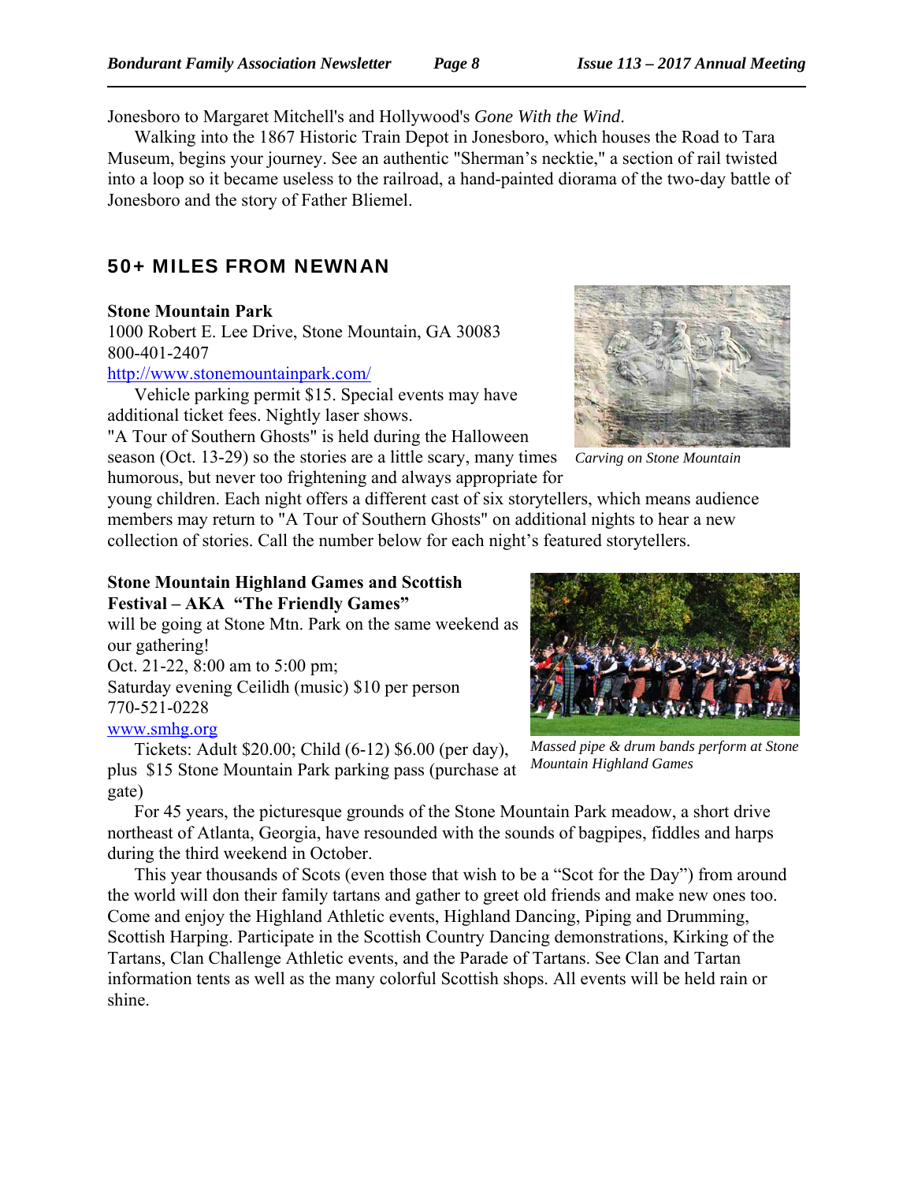Jonesboro to Margaret Mitchell's and Hollywood's *Gone With the Wind*.

Walking into the 1867 Historic Train Depot in Jonesboro, which houses the Road to Tara Museum, begins your journey. See an authentic "Sherman's necktie," a section of rail twisted into a loop so it became useless to the railroad, a hand-painted diorama of the two-day battle of Jonesboro and the story of Father Bliemel.

## 50+ MILES FROM NEWNAN

**Stone Mountain Park**
1000 Robert E. Lee Drive, Stone Mountain, GA 30083
800-401-2407
http://www.stonemountainpark.com/

Vehicle parking permit $15. Special events may have additional ticket fees. Nightly laser shows.

"A Tour of Southern Ghosts" is held during the Halloween season (Oct. 13-29) so the stories are a little scary, many times humorous, but never too frightening and always appropriate for young children. Each night offers a different cast of six storytellers, which means audience members may return to "A Tour of Southern Ghosts" on additional nights to hear a new collection of stories. Call the number below for each night's featured storytellers.

*Carving on Stone Mountain*

**Stone Mountain Highland Games and Scottish Festival – AKA "The Friendly Games"**
will be going at Stone Mtn. Park on the same weekend as our gathering!
Oct. 21-22, 8:00 am to 5:00 pm;
Saturday evening Ceilidh (music) $10 per person
770-521-0228
www.smhg.org

Tickets: Adult $20.00; Child (6-12) $6.00 (per day), plus $15 Stone Mountain Park parking pass (purchase at gate)

*Massed pipe & drum bands perform at Stone Mountain Highland Games*

For 45 years, the picturesque grounds of the Stone Mountain Park meadow, a short drive northeast of Atlanta, Georgia, have resounded with the sounds of bagpipes, fiddles and harps during the third weekend in October.

This year thousands of Scots (even those that wish to be a "Scot for the Day") from around the world will don their family tartans and gather to greet old friends and make new ones too. Come and enjoy the Highland Athletic events, Highland Dancing, Piping and Drumming, Scottish Harping. Participate in the Scottish Country Dancing demonstrations, Kirking of the Tartans, Clan Challenge Athletic events, and the Parade of Tartans. See Clan and Tartan information tents as well as the many colorful Scottish shops. All events will be held rain or shine.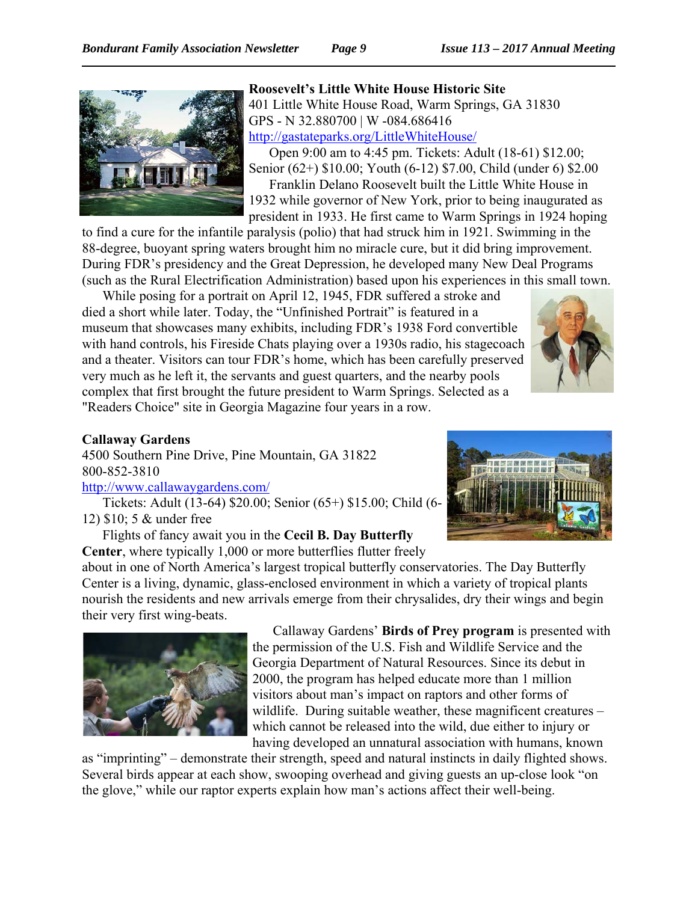**Roosevelt's Little White House Historic Site**
401 Little White House Road, Warm Springs, GA 31830
GPS - N 32.880700 | W -084.686416
http://gastateparks.org/LittleWhiteHouse/

Open 9:00 am to 4:45 pm. Tickets: Adult (18-61) $12.00; Senior (62+) $10.00; Youth (6-12) $7.00, Child (under 6) $2.00

Franklin Delano Roosevelt built the Little White House in 1932 while governor of New York, prior to being inaugurated as president in 1933. He first came to Warm Springs in 1924 hoping to find a cure for the infantile paralysis (polio) that had struck him in 1921. Swimming in the 88-degree, buoyant spring waters brought him no miracle cure, but it did bring improvement. During FDR's presidency and the Great Depression, he developed many New Deal Programs (such as the Rural Electrification Administration) based upon his experiences in this small town.

While posing for a portrait on April 12, 1945, FDR suffered a stroke and died a short while later. Today, the "Unfinished Portrait" is featured in a museum that showcases many exhibits, including FDR's 1938 Ford convertible with hand controls, his Fireside Chats playing over a 1930s radio, his stagecoach and a theater. Visitors can tour FDR's home, which has been carefully preserved very much as he left it, the servants and guest quarters, and the nearby pools complex that first brought the future president to Warm Springs. Selected as a "Readers Choice" site in Georgia Magazine four years in a row.

**Callaway Gardens**
4500 Southern Pine Drive, Pine Mountain, GA 31822
800-852-3810
http://www.callawaygardens.com/

Tickets: Adult (13-64) $20.00; Senior (65+) $15.00; Child (6-12) $10; 5 & under free

Flights of fancy await you in the **Cecil B. Day Butterfly Center**, where typically 1,000 or more butterflies flutter freely about in one of North America's largest tropical butterfly conservatories. The Day Butterfly Center is a living, dynamic, glass-enclosed environment in which a variety of tropical plants nourish the residents and new arrivals emerge from their chrysalides, dry their wings and begin their very first wing-beats.

Callaway Gardens' **Birds of Prey program** is presented with the permission of the U.S. Fish and Wildlife Service and the Georgia Department of Natural Resources. Since its debut in 2000, the program has helped educate more than 1 million visitors about man's impact on raptors and other forms of wildlife. During suitable weather, these magnificent creatures – which cannot be released into the wild, due either to injury or having developed an unnatural association with humans, known as "imprinting" – demonstrate their strength, speed and natural instincts in daily flighted shows. Several birds appear at each show, swooping overhead and giving guests an up-close look "on the glove," while our raptor experts explain how man's actions affect their well-being.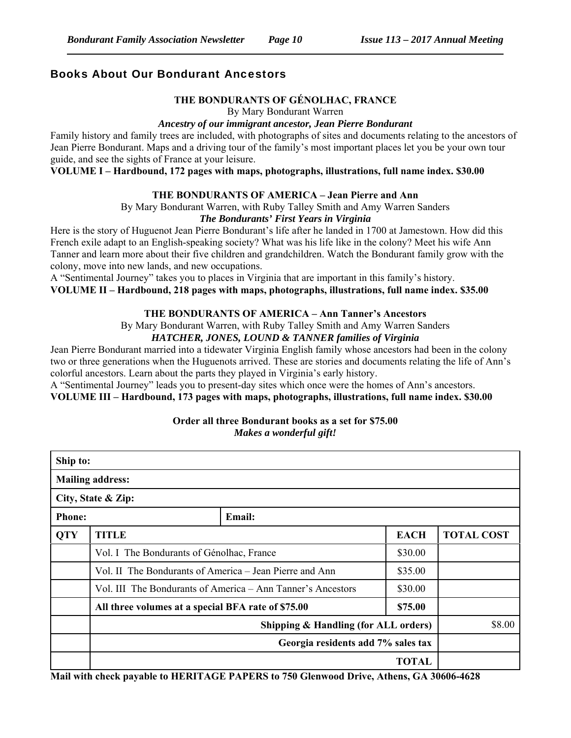## Books About Our Bondurant Ancestors

**THE BONDURANTS OF GÉNOLHAC, FRANCE**

By Mary Bondurant Warren

***Ancestry of our immigrant ancestor, Jean Pierre Bondurant***

Family history and family trees are included, with photographs of sites and documents relating to the ancestors of Jean Pierre Bondurant. Maps and a driving tour of the family's most important places let you be your own tour guide, and see the sights of France at your leisure.

**VOLUME I – Hardbound, 172 pages with maps, photographs, illustrations, full name index. $30.00**

**THE BONDURANTS OF AMERICA – Jean Pierre and Ann**

By Mary Bondurant Warren, with Ruby Talley Smith and Amy Warren Sanders

***The Bondurants' First Years in Virginia***

Here is the story of Huguenot Jean Pierre Bondurant's life after he landed in 1700 at Jamestown. How did this French exile adapt to an English-speaking society? What was his life like in the colony? Meet his wife Ann Tanner and learn more about their five children and grandchildren. Watch the Bondurant family grow with the colony, move into new lands, and new occupations.

A "Sentimental Journey" takes you to places in Virginia that are important in this family's history.

**VOLUME II – Hardbound, 218 pages with maps, photographs, illustrations, full name index. $35.00**

**THE BONDURANTS OF AMERICA – Ann Tanner's Ancestors**

By Mary Bondurant Warren, with Ruby Talley Smith and Amy Warren Sanders

***HATCHER, JONES, LOUND & TANNER families of Virginia***

Jean Pierre Bondurant married into a tidewater Virginia English family whose ancestors had been in the colony two or three generations when the Huguenots arrived. These are stories and documents relating the life of Ann's colorful ancestors. Learn about the parts they played in Virginia's early history.

A "Sentimental Journey" leads you to present-day sites which once were the homes of Ann's ancestors.

**VOLUME III – Hardbound, 173 pages with maps, photographs, illustrations, full name index. $30.00**

**Order all three Bondurant books as a set for $75.00**

***Makes a wonderful gift!***

| | | | |
|---|---|---|---|
| **Ship to:** | | | |
| **Mailing address:** | | | |
| **City, State & Zip:** | | | |
| **Phone:** | **Email:** | | |
| **QTY** | **TITLE** | **EACH** | **TOTAL COST** |
| | Vol. I The Bondurants of Génolhac, France | $30.00 | |
| | Vol. II The Bondurants of America – Jean Pierre and Ann | $35.00 | |
| | Vol. III The Bondurants of America – Ann Tanner's Ancestors | $30.00 | |
| | **All three volumes at a special BFA rate of $75.00** | **$75.00** | |
| | **Shipping & Handling (for ALL orders)** | | $8.00 |
| | **Georgia residents add 7% sales tax** | | |
| | **TOTAL** | | |

**Mail with check payable to HERITAGE PAPERS to 750 Glenwood Drive, Athens, GA 30606-4628**